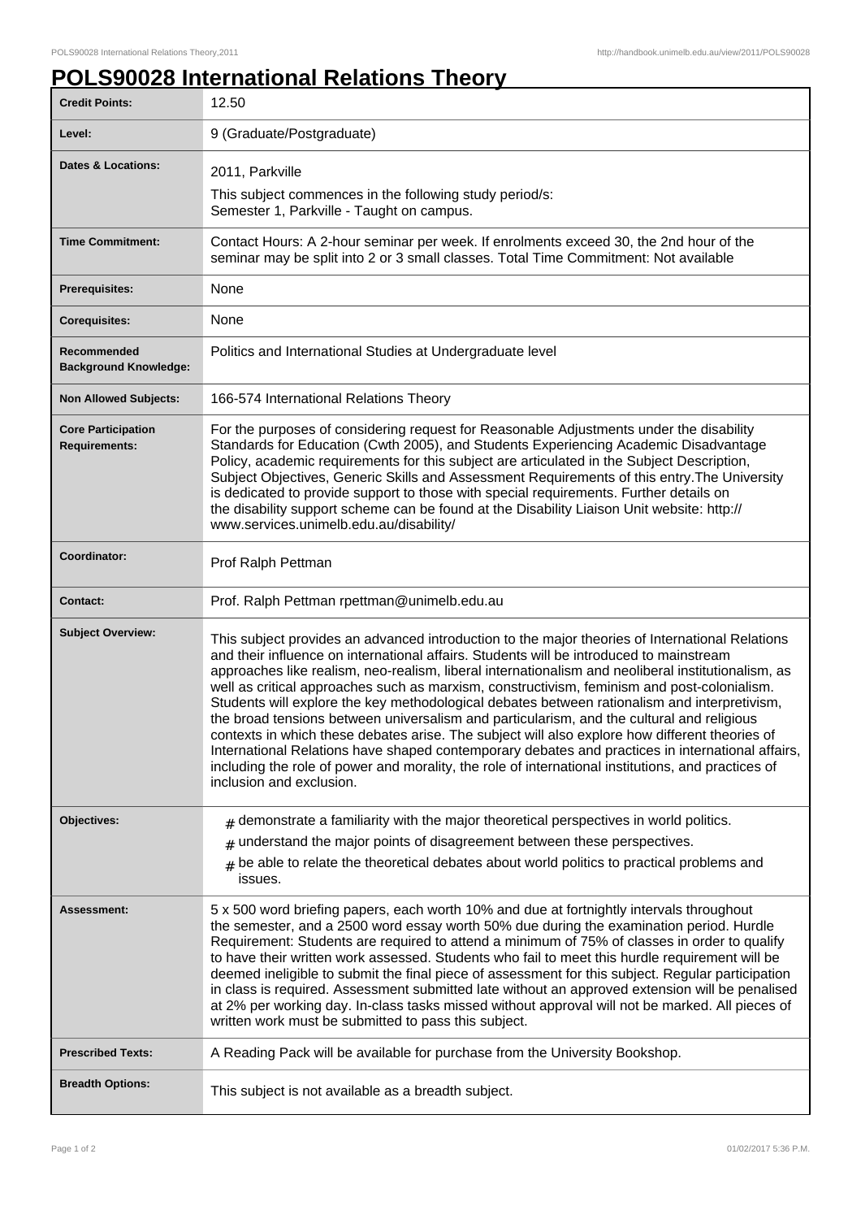# POLS90028 International Relations Theory

| | |
|---|---|
| **Credit Points:** | 12.50 |
| **Level:** | 9 (Graduate/Postgraduate) |
| **Dates & Locations:** | 2011, Parkville<br>This subject commences in the following study period/s:<br>Semester 1, Parkville - Taught on campus. |
| **Time Commitment:** | Contact Hours: A 2-hour seminar per week. If enrolments exceed 30, the 2nd hour of the seminar may be split into 2 or 3 small classes. Total Time Commitment: Not available |
| **Prerequisites:** | None |
| **Corequisites:** | None |
| **Recommended Background Knowledge:** | Politics and International Studies at Undergraduate level |
| **Non Allowed Subjects:** | 166-574 International Relations Theory |
| **Core Participation Requirements:** | For the purposes of considering request for Reasonable Adjustments under the disability Standards for Education (Cwth 2005), and Students Experiencing Academic Disadvantage Policy, academic requirements for this subject are articulated in the Subject Description, Subject Objectives, Generic Skills and Assessment Requirements of this entry.The University is dedicated to provide support to those with special requirements. Further details on the disability support scheme can be found at the Disability Liaison Unit website: http://www.services.unimelb.edu.au/disability/ |
| **Coordinator:** | Prof Ralph Pettman |
| **Contact:** | Prof. Ralph Pettman rpettman@unimelb.edu.au |
| **Subject Overview:** | This subject provides an advanced introduction to the major theories of International Relations and their influence on international affairs. Students will be introduced to mainstream approaches like realism, neo-realism, liberal internationalism and neoliberal institutionalism, as well as critical approaches such as marxism, constructivism, feminism and post-colonialism. Students will explore the key methodological debates between rationalism and interpretivism, the broad tensions between universalism and particularism, and the cultural and religious contexts in which these debates arise. The subject will also explore how different theories of International Relations have shaped contemporary debates and practices in international affairs, including the role of power and morality, the role of international institutions, and practices of inclusion and exclusion. |
| **Objectives:** | # demonstrate a familiarity with the major theoretical perspectives in world politics.<br># understand the major points of disagreement between these perspectives.<br># be able to relate the theoretical debates about world politics to practical problems and issues. |
| **Assessment:** | 5 x 500 word briefing papers, each worth 10% and due at fortnightly intervals throughout the semester, and a 2500 word essay worth 50% due during the examination period. Hurdle Requirement: Students are required to attend a minimum of 75% of classes in order to qualify to have their written work assessed. Students who fail to meet this hurdle requirement will be deemed ineligible to submit the final piece of assessment for this subject. Regular participation in class is required. Assessment submitted late without an approved extension will be penalised at 2% per working day. In-class tasks missed without approval will not be marked. All pieces of written work must be submitted to pass this subject. |
| **Prescribed Texts:** | A Reading Pack will be available for purchase from the University Bookshop. |
| **Breadth Options:** | This subject is not available as a breadth subject. |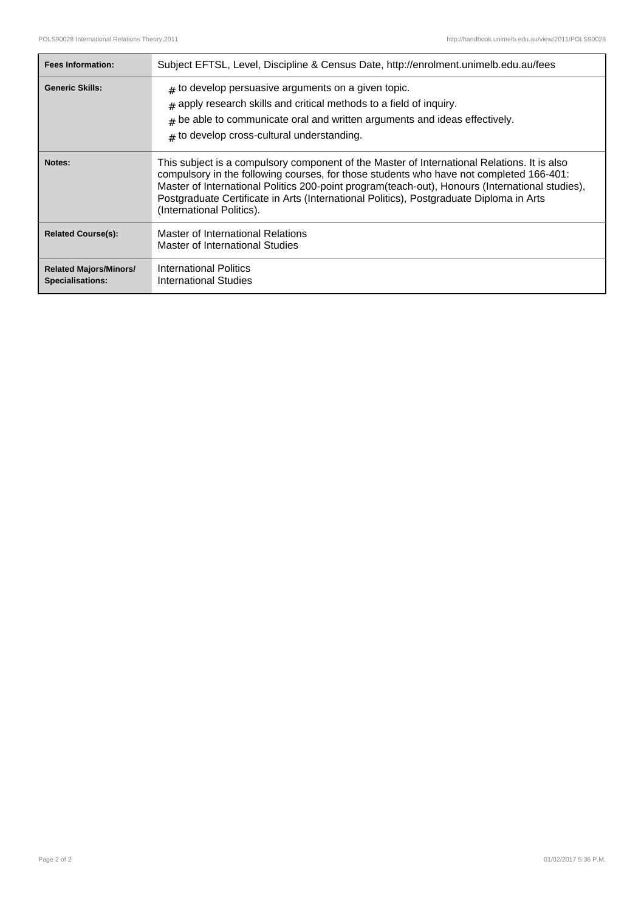| | |
|---|---|
| **Fees Information:** | Subject EFTSL, Level, Discipline & Census Date, http://enrolment.unimelb.edu.au/fees |
| **Generic Skills:** | # to develop persuasive arguments on a given topic.<br># apply research skills and critical methods to a field of inquiry.<br># be able to communicate oral and written arguments and ideas effectively.<br># to develop cross-cultural understanding. |
| **Notes:** | This subject is a compulsory component of the Master of International Relations. It is also compulsory in the following courses, for those students who have not completed 166-401: Master of International Politics 200-point program(teach-out), Honours (International studies), Postgraduate Certificate in Arts (International Politics), Postgraduate Diploma in Arts (International Politics). |
| **Related Course(s):** | Master of International Relations<br>Master of International Studies |
| **Related Majors/Minors/ Specialisations:** | International Politics<br>International Studies |